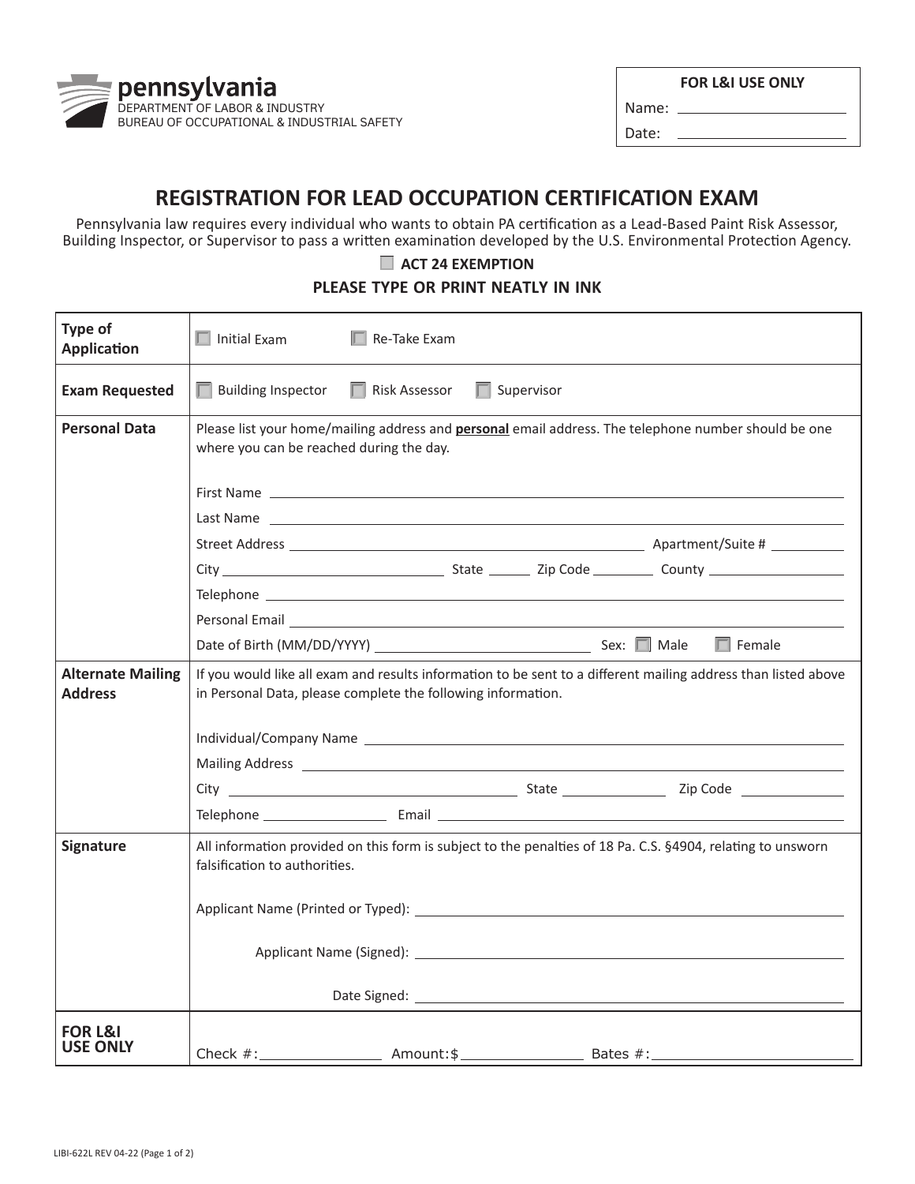**pennsylvania**
DEPARTMENT OF LABOR & INDUSTRY
BUREAU OF OCCUPATIONAL & INDUSTRIAL SAFETY

| FOR L&I USE ONLY |
| --- |
| Name: ____________ |
| Date: ____________ |

# REGISTRATION FOR LEAD OCCUPATION CERTIFICATION EXAM

Pennsylvania law requires every individual who wants to obtain PA certification as a Lead-Based Paint Risk Assessor, Building Inspector, or Supervisor to pass a written examination developed by the U.S. Environmental Protection Agency.

☐ **ACT 24 EXEMPTION**

**PLEASE TYPE OR PRINT NEATLY IN INK**

| | |
| --- | --- |
| **Type of Application** | ☐ Initial Exam ☐ Re-Take Exam |
| **Exam Requested** | ☐ Building Inspector ☐ Risk Assessor ☐ Supervisor |
| **Personal Data** | Please list your home/mailing address and **personal** email address. The telephone number should be one where you can be reached during the day.<br><br>First Name ____________<br>Last Name ____________<br>Street Address ____________ Apartment/Suite # ______<br>City ____________ State ______ Zip Code ______ County ____________<br>Telephone ____________<br>Personal Email ____________<br>Date of Birth (MM/DD/YYYY) ____________ Sex: ☐ Male ☐ Female |
| **Alternate Mailing Address** | If you would like all exam and results information to be sent to a different mailing address than listed above in Personal Data, please complete the following information.<br><br>Individual/Company Name ____________<br>Mailing Address ____________<br>City ____________ State ______ Zip Code ______<br>Telephone ____________ Email ____________ |
| **Signature** | All information provided on this form is subject to the penalties of 18 Pa. C.S. §4904, relating to unsworn falsification to authorities.<br><br>Applicant Name (Printed or Typed): ____________<br><br>Applicant Name (Signed): ____________<br><br>Date Signed: ____________ |
| **FOR L&I USE ONLY** | Check #: ____________ Amount:$ ____________ Bates #: ____________ |

LIBI-622L REV 04-22 (Page 1 of 2)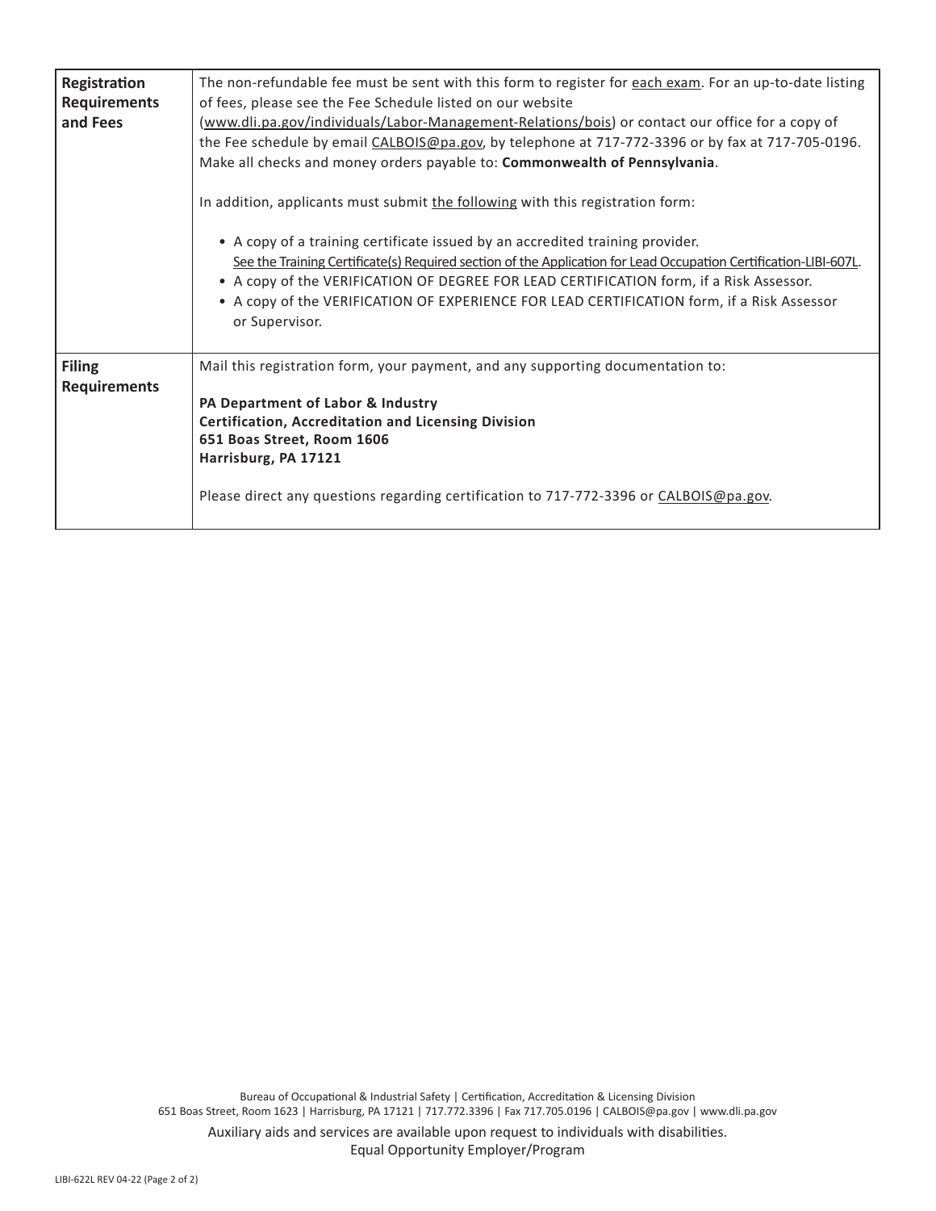| | |
|---|---|
| **Registration Requirements and Fees** | The non-refundable fee must be sent with this form to register for each exam. For an up-to-date listing of fees, please see the Fee Schedule listed on our website (www.dli.pa.gov/individuals/Labor-Management-Relations/bois) or contact our office for a copy of the Fee schedule by email CALBOIS@pa.gov, by telephone at 717-772-3396 or by fax at 717-705-0196. Make all checks and money orders payable to: **Commonwealth of Pennsylvania**.<br><br>In addition, applicants must submit the following with this registration form:<br><br>• A copy of a training certificate issued by an accredited training provider. See the Training Certificate(s) Required section of the Application for Lead Occupation Certification-LIBI-607L.<br>• A copy of the VERIFICATION OF DEGREE FOR LEAD CERTIFICATION form, if a Risk Assessor.<br>• A copy of the VERIFICATION OF EXPERIENCE FOR LEAD CERTIFICATION form, if a Risk Assessor or Supervisor. |
| **Filing Requirements** | Mail this registration form, your payment, and any supporting documentation to:<br><br>**PA Department of Labor & Industry**<br>**Certification, Accreditation and Licensing Division**<br>**651 Boas Street, Room 1606**<br>**Harrisburg, PA 17121**<br><br>Please direct any questions regarding certification to 717-772-3396 or CALBOIS@pa.gov. |

Bureau of Occupational & Industrial Safety | Certification, Accreditation & Licensing Division
651 Boas Street, Room 1623 | Harrisburg, PA 17121 | 717.772.3396 | Fax 717.705.0196 | CALBOIS@pa.gov | www.dli.pa.gov

Auxiliary aids and services are available upon request to individuals with disabilities.
Equal Opportunity Employer/Program

LIBI-622L REV 04-22 (Page 2 of 2)